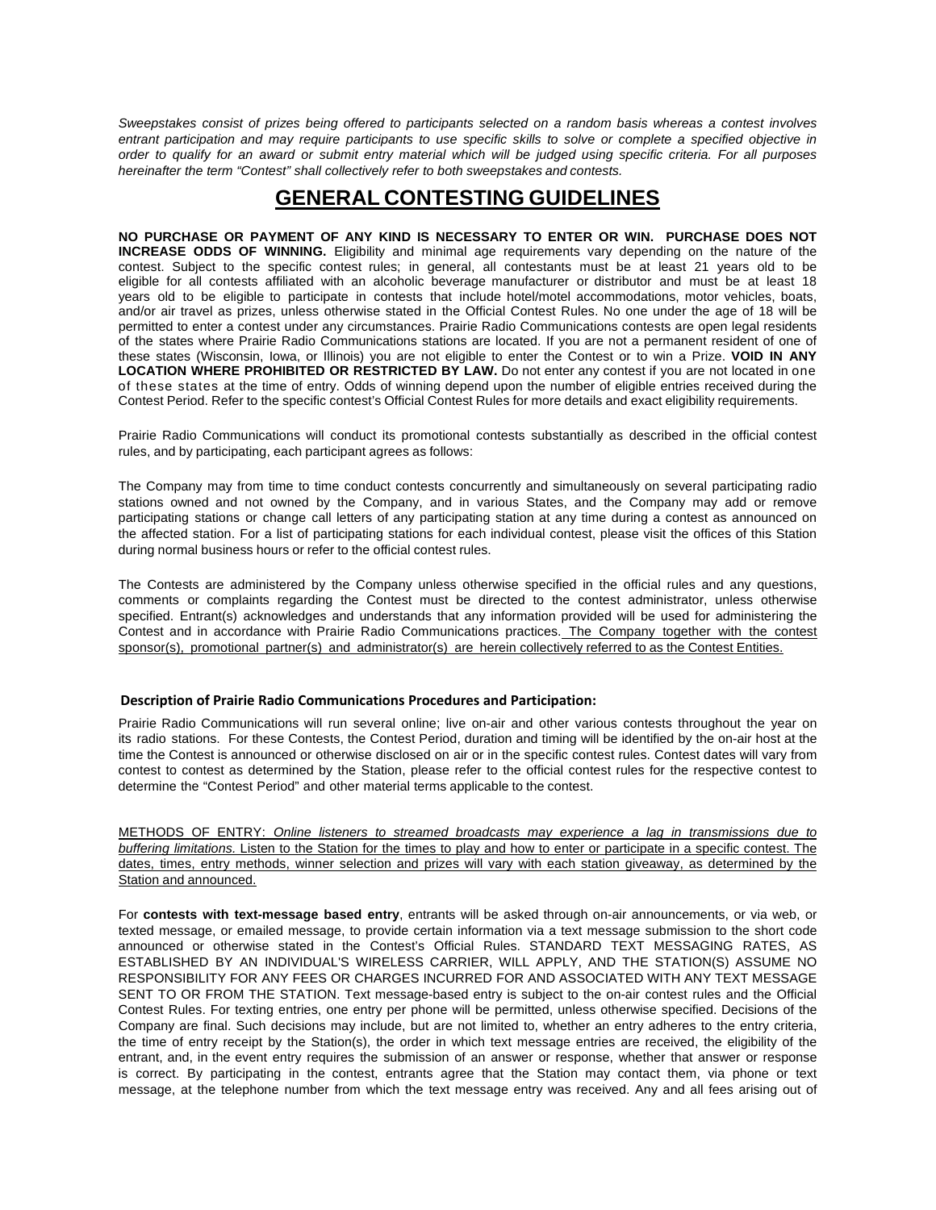*Sweepstakes consist of prizes being offered to participants selected on a random basis whereas a contest involves entrant participation and may require participants to use specific skills to solve or complete a specified objective in order to qualify for an award or submit entry material which will be judged using specific criteria. For all purposes hereinafter the term "Contest" shall collectively refer to both sweepstakes and contests.*

# GENERAL CONTESTING GUIDELINES

**NO PURCHASE OR PAYMENT OF ANY KIND IS NECESSARY TO ENTER OR WIN. PURCHASE DOES NOT INCREASE ODDS OF WINNING.** Eligibility and minimal age requirements vary depending on the nature of the contest. Subject to the specific contest rules; in general, all contestants must be at least 21 years old to be eligible for all contests affiliated with an alcoholic beverage manufacturer or distributor and must be at least 18 years old to be eligible to participate in contests that include hotel/motel accommodations, motor vehicles, boats, and/or air travel as prizes, unless otherwise stated in the Official Contest Rules. No one under the age of 18 will be permitted to enter a contest under any circumstances. Prairie Radio Communications contests are open legal residents of the states where Prairie Radio Communications stations are located. If you are not a permanent resident of one of these states (Wisconsin, Iowa, or Illinois) you are not eligible to enter the Contest or to win a Prize. **VOID IN ANY LOCATION WHERE PROHIBITED OR RESTRICTED BY LAW.** Do not enter any contest if you are not located in one of these states at the time of entry. Odds of winning depend upon the number of eligible entries received during the Contest Period. Refer to the specific contest's Official Contest Rules for more details and exact eligibility requirements.

Prairie Radio Communications will conduct its promotional contests substantially as described in the official contest rules, and by participating, each participant agrees as follows:

The Company may from time to time conduct contests concurrently and simultaneously on several participating radio stations owned and not owned by the Company, and in various States, and the Company may add or remove participating stations or change call letters of any participating station at any time during a contest as announced on the affected station. For a list of participating stations for each individual contest, please visit the offices of this Station during normal business hours or refer to the official contest rules.

The Contests are administered by the Company unless otherwise specified in the official rules and any questions, comments or complaints regarding the Contest must be directed to the contest administrator, unless otherwise specified. Entrant(s) acknowledges and understands that any information provided will be used for administering the Contest and in accordance with Prairie Radio Communications practices. The Company together with the contest sponsor(s), promotional partner(s) and administrator(s) are herein collectively referred to as the Contest Entities.

### Description of Prairie Radio Communications Procedures and Participation:

Prairie Radio Communications will run several online; live on-air and other various contests throughout the year on its radio stations. For these Contests, the Contest Period, duration and timing will be identified by the on-air host at the time the Contest is announced or otherwise disclosed on air or in the specific contest rules. Contest dates will vary from contest to contest as determined by the Station, please refer to the official contest rules for the respective contest to determine the "Contest Period" and other material terms applicable to the contest.

METHODS OF ENTRY: *Online listeners to streamed broadcasts may experience a lag in transmissions due to buffering limitations.* Listen to the Station for the times to play and how to enter or participate in a specific contest. The dates, times, entry methods, winner selection and prizes will vary with each station giveaway, as determined by the Station and announced.

For **contests with text-message based entry**, entrants will be asked through on-air announcements, or via web, or texted message, or emailed message, to provide certain information via a text message submission to the short code announced or otherwise stated in the Contest's Official Rules. STANDARD TEXT MESSAGING RATES, AS ESTABLISHED BY AN INDIVIDUAL'S WIRELESS CARRIER, WILL APPLY, AND THE STATION(S) ASSUME NO RESPONSIBILITY FOR ANY FEES OR CHARGES INCURRED FOR AND ASSOCIATED WITH ANY TEXT MESSAGE SENT TO OR FROM THE STATION. Text message-based entry is subject to the on-air contest rules and the Official Contest Rules. For texting entries, one entry per phone will be permitted, unless otherwise specified. Decisions of the Company are final. Such decisions may include, but are not limited to, whether an entry adheres to the entry criteria, the time of entry receipt by the Station(s), the order in which text message entries are received, the eligibility of the entrant, and, in the event entry requires the submission of an answer or response, whether that answer or response is correct. By participating in the contest, entrants agree that the Station may contact them, via phone or text message, at the telephone number from which the text message entry was received. Any and all fees arising out of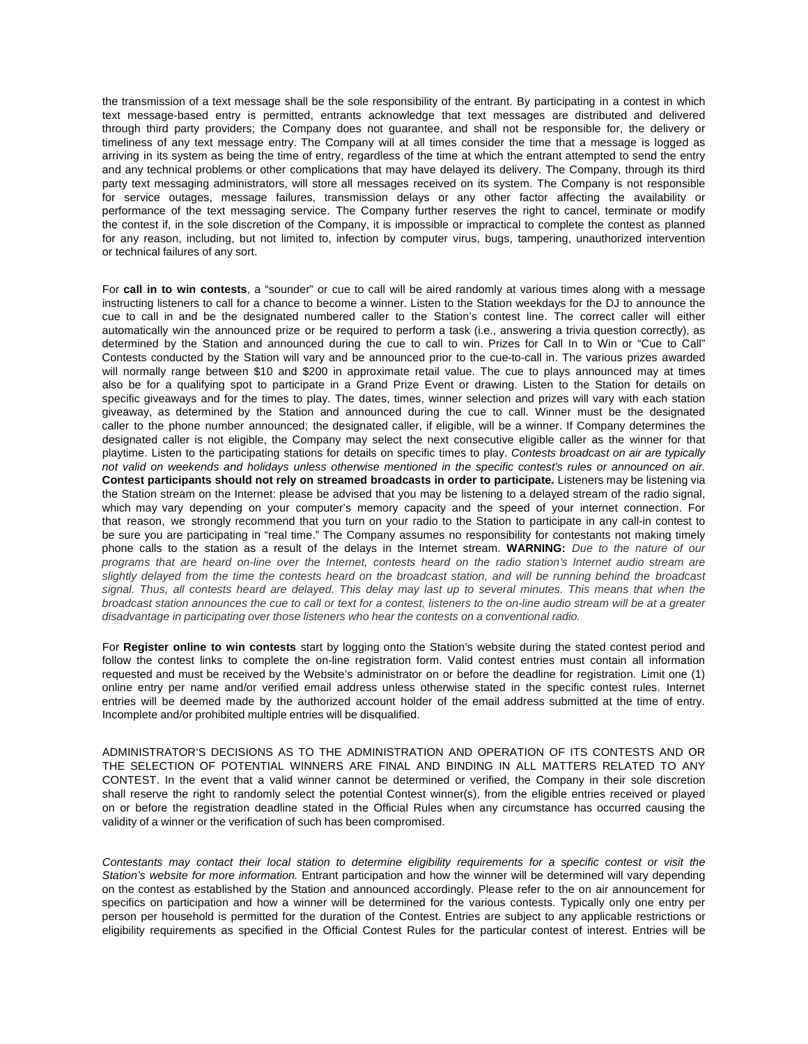the transmission of a text message shall be the sole responsibility of the entrant. By participating in a contest in which text message-based entry is permitted, entrants acknowledge that text messages are distributed and delivered through third party providers; the Company does not guarantee, and shall not be responsible for, the delivery or timeliness of any text message entry. The Company will at all times consider the time that a message is logged as arriving in its system as being the time of entry, regardless of the time at which the entrant attempted to send the entry and any technical problems or other complications that may have delayed its delivery. The Company, through its third party text messaging administrators, will store all messages received on its system. The Company is not responsible for service outages, message failures, transmission delays or any other factor affecting the availability or performance of the text messaging service. The Company further reserves the right to cancel, terminate or modify the contest if, in the sole discretion of the Company, it is impossible or impractical to complete the contest as planned for any reason, including, but not limited to, infection by computer virus, bugs, tampering, unauthorized intervention or technical failures of any sort.

For **call in to win contests**, a "sounder" or cue to call will be aired randomly at various times along with a message instructing listeners to call for a chance to become a winner. Listen to the Station weekdays for the DJ to announce the cue to call in and be the designated numbered caller to the Station's contest line. The correct caller will either automatically win the announced prize or be required to perform a task (i.e., answering a trivia question correctly), as determined by the Station and announced during the cue to call to win. Prizes for Call In to Win or "Cue to Call" Contests conducted by the Station will vary and be announced prior to the cue-to-call in. The various prizes awarded will normally range between $10 and $200 in approximate retail value. The cue to plays announced may at times also be for a qualifying spot to participate in a Grand Prize Event or drawing. Listen to the Station for details on specific giveaways and for the times to play. The dates, times, winner selection and prizes will vary with each station giveaway, as determined by the Station and announced during the cue to call. Winner must be the designated caller to the phone number announced; the designated caller, if eligible, will be a winner. If Company determines the designated caller is not eligible, the Company may select the next consecutive eligible caller as the winner for that playtime. Listen to the participating stations for details on specific times to play. *Contests broadcast on air are typically not valid on weekends and holidays unless otherwise mentioned in the specific contest's rules or announced on air.* **Contest participants should not rely on streamed broadcasts in order to participate.** Listeners may be listening via the Station stream on the Internet: please be advised that you may be listening to a delayed stream of the radio signal, which may vary depending on your computer's memory capacity and the speed of your internet connection. For that reason, we strongly recommend that you turn on your radio to the Station to participate in any call-in contest to be sure you are participating in "real time." The Company assumes no responsibility for contestants not making timely phone calls to the station as a result of the delays in the Internet stream. **WARNING:** *Due to the nature of our programs that are heard on-line over the Internet, contests heard on the radio station's Internet audio stream are slightly delayed from the time the contests heard on the broadcast station, and will be running behind the broadcast signal. Thus, all contests heard are delayed. This delay may last up to several minutes. This means that when the broadcast station announces the cue to call or text for a contest, listeners to the on-line audio stream will be at a greater disadvantage in participating over those listeners who hear the contests on a conventional radio.*

For **Register online to win contests** start by logging onto the Station's website during the stated contest period and follow the contest links to complete the on-line registration form. Valid contest entries must contain all information requested and must be received by the Website's administrator on or before the deadline for registration. Limit one (1) online entry per name and/or verified email address unless otherwise stated in the specific contest rules. Internet entries will be deemed made by the authorized account holder of the email address submitted at the time of entry. Incomplete and/or prohibited multiple entries will be disqualified.

ADMINISTRATOR'S DECISIONS AS TO THE ADMINISTRATION AND OPERATION OF ITS CONTESTS AND OR THE SELECTION OF POTENTIAL WINNERS ARE FINAL AND BINDING IN ALL MATTERS RELATED TO ANY CONTEST. In the event that a valid winner cannot be determined or verified, the Company in their sole discretion shall reserve the right to randomly select the potential Contest winner(s), from the eligible entries received or played on or before the registration deadline stated in the Official Rules when any circumstance has occurred causing the validity of a winner or the verification of such has been compromised.

*Contestants may contact their local station to determine eligibility requirements for a specific contest or visit the Station's website for more information.* Entrant participation and how the winner will be determined will vary depending on the contest as established by the Station and announced accordingly. Please refer to the on air announcement for specifics on participation and how a winner will be determined for the various contests. Typically only one entry per person per household is permitted for the duration of the Contest. Entries are subject to any applicable restrictions or eligibility requirements as specified in the Official Contest Rules for the particular contest of interest. Entries will be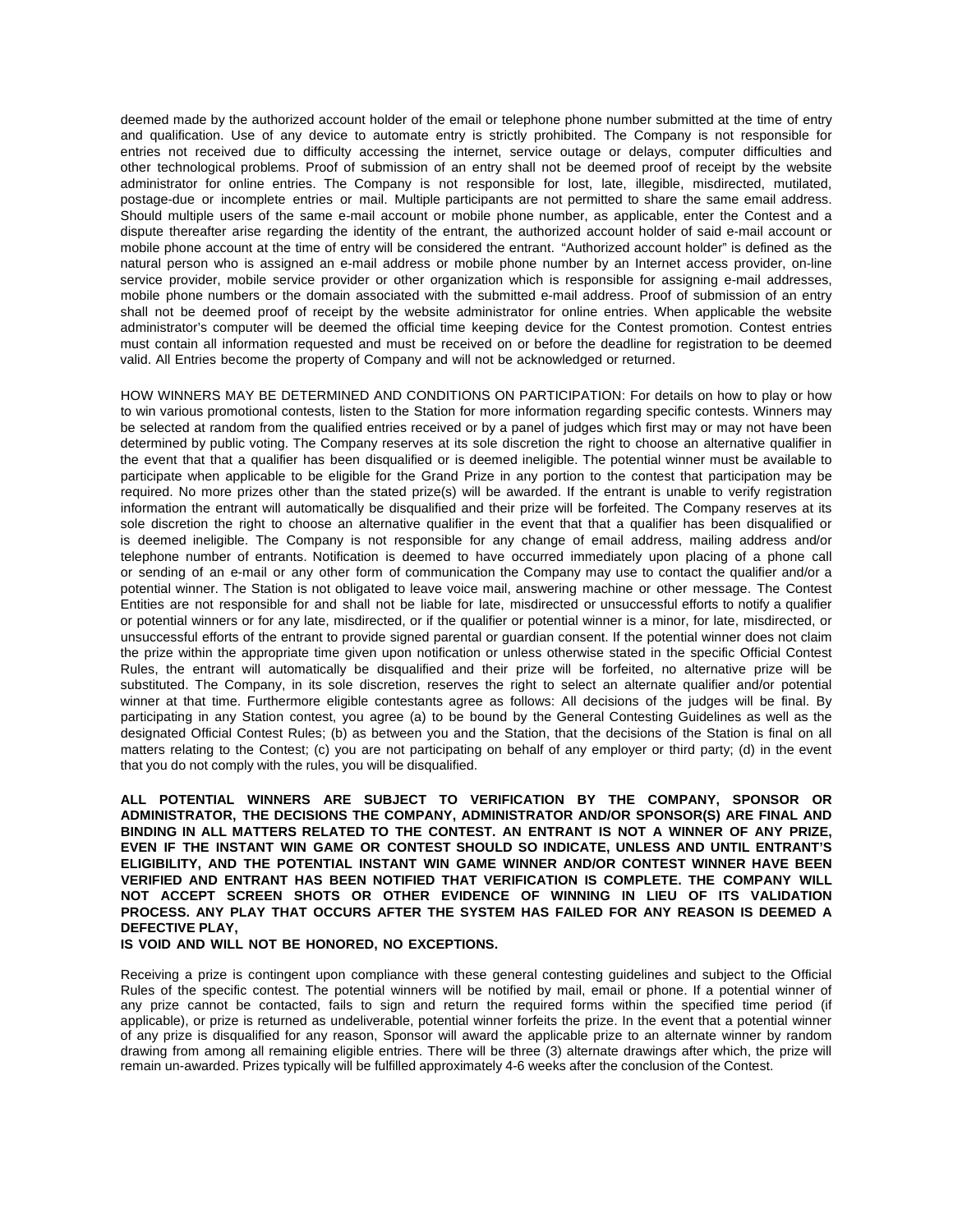deemed made by the authorized account holder of the email or telephone phone number submitted at the time of entry and qualification. Use of any device to automate entry is strictly prohibited. The Company is not responsible for entries not received due to difficulty accessing the internet, service outage or delays, computer difficulties and other technological problems. Proof of submission of an entry shall not be deemed proof of receipt by the website administrator for online entries. The Company is not responsible for lost, late, illegible, misdirected, mutilated, postage-due or incomplete entries or mail. Multiple participants are not permitted to share the same email address. Should multiple users of the same e-mail account or mobile phone number, as applicable, enter the Contest and a dispute thereafter arise regarding the identity of the entrant, the authorized account holder of said e-mail account or mobile phone account at the time of entry will be considered the entrant. "Authorized account holder" is defined as the natural person who is assigned an e-mail address or mobile phone number by an Internet access provider, on-line service provider, mobile service provider or other organization which is responsible for assigning e-mail addresses, mobile phone numbers or the domain associated with the submitted e-mail address. Proof of submission of an entry shall not be deemed proof of receipt by the website administrator for online entries. When applicable the website administrator's computer will be deemed the official time keeping device for the Contest promotion. Contest entries must contain all information requested and must be received on or before the deadline for registration to be deemed valid. All Entries become the property of Company and will not be acknowledged or returned.

HOW WINNERS MAY BE DETERMINED AND CONDITIONS ON PARTICIPATION: For details on how to play or how to win various promotional contests, listen to the Station for more information regarding specific contests. Winners may be selected at random from the qualified entries received or by a panel of judges which first may or may not have been determined by public voting. The Company reserves at its sole discretion the right to choose an alternative qualifier in the event that that a qualifier has been disqualified or is deemed ineligible. The potential winner must be available to participate when applicable to be eligible for the Grand Prize in any portion to the contest that participation may be required. No more prizes other than the stated prize(s) will be awarded. If the entrant is unable to verify registration information the entrant will automatically be disqualified and their prize will be forfeited. The Company reserves at its sole discretion the right to choose an alternative qualifier in the event that that a qualifier has been disqualified or is deemed ineligible. The Company is not responsible for any change of email address, mailing address and/or telephone number of entrants. Notification is deemed to have occurred immediately upon placing of a phone call or sending of an e-mail or any other form of communication the Company may use to contact the qualifier and/or a potential winner. The Station is not obligated to leave voice mail, answering machine or other message. The Contest Entities are not responsible for and shall not be liable for late, misdirected or unsuccessful efforts to notify a qualifier or potential winners or for any late, misdirected, or if the qualifier or potential winner is a minor, for late, misdirected, or unsuccessful efforts of the entrant to provide signed parental or guardian consent. If the potential winner does not claim the prize within the appropriate time given upon notification or unless otherwise stated in the specific Official Contest Rules, the entrant will automatically be disqualified and their prize will be forfeited, no alternative prize will be substituted. The Company, in its sole discretion, reserves the right to select an alternate qualifier and/or potential winner at that time. Furthermore eligible contestants agree as follows: All decisions of the judges will be final. By participating in any Station contest, you agree (a) to be bound by the General Contesting Guidelines as well as the designated Official Contest Rules; (b) as between you and the Station, that the decisions of the Station is final on all matters relating to the Contest; (c) you are not participating on behalf of any employer or third party; (d) in the event that you do not comply with the rules, you will be disqualified.

**ALL POTENTIAL WINNERS ARE SUBJECT TO VERIFICATION BY THE COMPANY, SPONSOR OR ADMINISTRATOR, THE DECISIONS THE COMPANY, ADMINISTRATOR AND/OR SPONSOR(S) ARE FINAL AND BINDING IN ALL MATTERS RELATED TO THE CONTEST. AN ENTRANT IS NOT A WINNER OF ANY PRIZE, EVEN IF THE INSTANT WIN GAME OR CONTEST SHOULD SO INDICATE, UNLESS AND UNTIL ENTRANT'S ELIGIBILITY, AND THE POTENTIAL INSTANT WIN GAME WINNER AND/OR CONTEST WINNER HAVE BEEN VERIFIED AND ENTRANT HAS BEEN NOTIFIED THAT VERIFICATION IS COMPLETE. THE COMPANY WILL NOT ACCEPT SCREEN SHOTS OR OTHER EVIDENCE OF WINNING IN LIEU OF ITS VALIDATION PROCESS. ANY PLAY THAT OCCURS AFTER THE SYSTEM HAS FAILED FOR ANY REASON IS DEEMED A DEFECTIVE PLAY,**
**IS VOID AND WILL NOT BE HONORED, NO EXCEPTIONS.**

Receiving a prize is contingent upon compliance with these general contesting guidelines and subject to the Official Rules of the specific contest. The potential winners will be notified by mail, email or phone. If a potential winner of any prize cannot be contacted, fails to sign and return the required forms within the specified time period (if applicable), or prize is returned as undeliverable, potential winner forfeits the prize. In the event that a potential winner of any prize is disqualified for any reason, Sponsor will award the applicable prize to an alternate winner by random drawing from among all remaining eligible entries. There will be three (3) alternate drawings after which, the prize will remain un-awarded. Prizes typically will be fulfilled approximately 4-6 weeks after the conclusion of the Contest.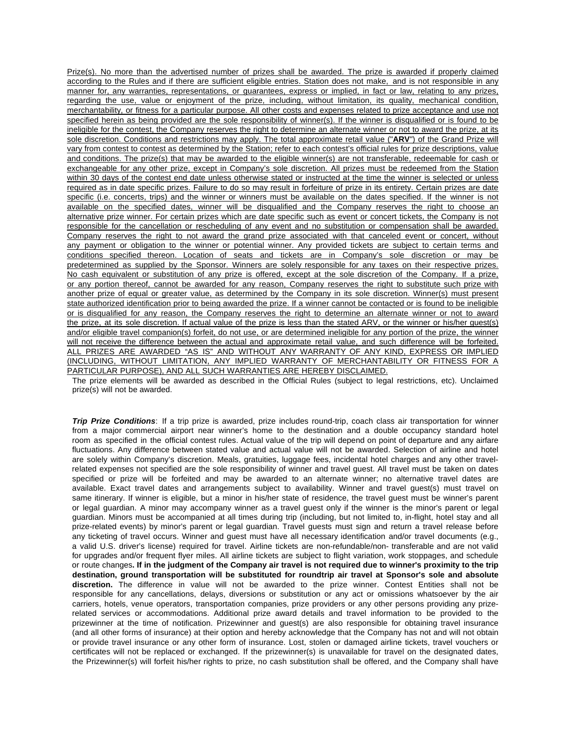Prize(s). No more than the advertised number of prizes shall be awarded. The prize is awarded if properly claimed according to the Rules and if there are sufficient eligible entries. Station does not make, and is not responsible in any manner for, any warranties, representations, or guarantees, express or implied, in fact or law, relating to any prizes, regarding the use, value or enjoyment of the prize, including, without limitation, its quality, mechanical condition, merchantability, or fitness for a particular purpose. All other costs and expenses related to prize acceptance and use not specified herein as being provided are the sole responsibility of winner(s). If the winner is disqualified or is found to be ineligible for the contest, the Company reserves the right to determine an alternate winner or not to award the prize, at its sole discretion. Conditions and restrictions may apply. The total approximate retail value ("**ARV**") of the Grand Prize will vary from contest to contest as determined by the Station; refer to each contest's official rules for prize descriptions, value and conditions. The prize(s) that may be awarded to the eligible winner(s) are not transferable, redeemable for cash or exchangeable for any other prize, except in Company's sole discretion. All prizes must be redeemed from the Station within 30 days of the contest end date unless otherwise stated or instructed at the time the winner is selected or unless required as in date specific prizes. Failure to do so may result in forfeiture of prize in its entirety. Certain prizes are date specific (i.e. concerts, trips) and the winner or winners must be available on the dates specified. If the winner is not available on the specified dates, winner will be disqualified and the Company reserves the right to choose an alternative prize winner. For certain prizes which are date specific such as event or concert tickets, the Company is not responsible for the cancellation or rescheduling of any event and no substitution or compensation shall be awarded. Company reserves the right to not award the grand prize associated with that canceled event or concert, without any payment or obligation to the winner or potential winner. Any provided tickets are subject to certain terms and conditions specified thereon. Location of seats and tickets are in Company's sole discretion or may be predetermined as supplied by the Sponsor. Winners are solely responsible for any taxes on their respective prizes. No cash equivalent or substitution of any prize is offered, except at the sole discretion of the Company. If a prize, or any portion thereof, cannot be awarded for any reason, Company reserves the right to substitute such prize with another prize of equal or greater value, as determined by the Company in its sole discretion. Winner(s) must present state authorized identification prior to being awarded the prize. If a winner cannot be contacted or is found to be ineligible or is disqualified for any reason, the Company reserves the right to determine an alternate winner or not to award the prize, at its sole discretion. If actual value of the prize is less than the stated ARV, or the winner or his/her guest(s) and/or eligible travel companion(s) forfeit, do not use, or are determined ineligible for any portion of the prize, the winner will not receive the difference between the actual and approximate retail value, and such difference will be forfeited. ALL PRIZES ARE AWARDED "AS IS" AND WITHOUT ANY WARRANTY OF ANY KIND, EXPRESS OR IMPLIED (INCLUDING, WITHOUT LIMITATION, ANY IMPLIED WARRANTY OF MERCHANTABILITY OR FITNESS FOR A PARTICULAR PURPOSE), AND ALL SUCH WARRANTIES ARE HEREBY DISCLAIMED.

The prize elements will be awarded as described in the Official Rules (subject to legal restrictions, etc). Unclaimed prize(s) will not be awarded.

***Trip Prize Conditions***: If a trip prize is awarded, prize includes round-trip, coach class air transportation for winner from a major commercial airport near winner's home to the destination and a double occupancy standard hotel room as specified in the official contest rules. Actual value of the trip will depend on point of departure and any airfare fluctuations. Any difference between stated value and actual value will not be awarded. Selection of airline and hotel are solely within Company's discretion. Meals, gratuities, luggage fees, incidental hotel charges and any other travel-related expenses not specified are the sole responsibility of winner and travel guest. All travel must be taken on dates specified or prize will be forfeited and may be awarded to an alternate winner; no alternative travel dates are available. Exact travel dates and arrangements subject to availability. Winner and travel guest(s) must travel on same itinerary. If winner is eligible, but a minor in his/her state of residence, the travel guest must be winner's parent or legal guardian. A minor may accompany winner as a travel guest only if the winner is the minor's parent or legal guardian. Minors must be accompanied at all times during trip (including, but not limited to, in-flight, hotel stay and all prize-related events) by minor's parent or legal guardian. Travel guests must sign and return a travel release before any ticketing of travel occurs. Winner and guest must have all necessary identification and/or travel documents (e.g., a valid U.S. driver's license) required for travel. Airline tickets are non-refundable/non- transferable and are not valid for upgrades and/or frequent flyer miles. All airline tickets are subject to flight variation, work stoppages, and schedule or route changes**. If in the judgment of the Company air travel is not required due to winner's proximity to the trip destination, ground transportation will be substituted for roundtrip air travel at Sponsor's sole and absolute discretion.** The difference in value will not be awarded to the prize winner. Contest Entities shall not be responsible for any cancellations, delays, diversions or substitution or any act or omissions whatsoever by the air carriers, hotels, venue operators, transportation companies, prize providers or any other persons providing any prize-related services or accommodations. Additional prize award details and travel information to be provided to the prizewinner at the time of notification. Prizewinner and guest(s) are also responsible for obtaining travel insurance (and all other forms of insurance) at their option and hereby acknowledge that the Company has not and will not obtain or provide travel insurance or any other form of insurance. Lost, stolen or damaged airline tickets, travel vouchers or certificates will not be replaced or exchanged. If the prizewinner(s) is unavailable for travel on the designated dates, the Prizewinner(s) will forfeit his/her rights to prize, no cash substitution shall be offered, and the Company shall have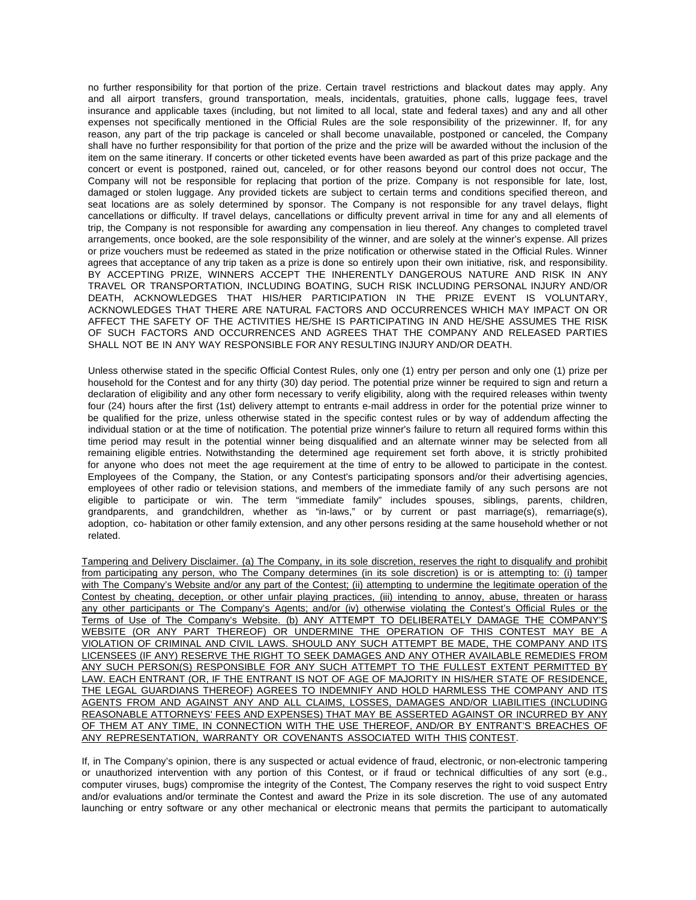no further responsibility for that portion of the prize. Certain travel restrictions and blackout dates may apply. Any and all airport transfers, ground transportation, meals, incidentals, gratuities, phone calls, luggage fees, travel insurance and applicable taxes (including, but not limited to all local, state and federal taxes) and any and all other expenses not specifically mentioned in the Official Rules are the sole responsibility of the prizewinner. If, for any reason, any part of the trip package is canceled or shall become unavailable, postponed or canceled, the Company shall have no further responsibility for that portion of the prize and the prize will be awarded without the inclusion of the item on the same itinerary. If concerts or other ticketed events have been awarded as part of this prize package and the concert or event is postponed, rained out, canceled, or for other reasons beyond our control does not occur, The Company will not be responsible for replacing that portion of the prize. Company is not responsible for late, lost, damaged or stolen luggage. Any provided tickets are subject to certain terms and conditions specified thereon, and seat locations are as solely determined by sponsor. The Company is not responsible for any travel delays, flight cancellations or difficulty. If travel delays, cancellations or difficulty prevent arrival in time for any and all elements of trip, the Company is not responsible for awarding any compensation in lieu thereof. Any changes to completed travel arrangements, once booked, are the sole responsibility of the winner, and are solely at the winner's expense. All prizes or prize vouchers must be redeemed as stated in the prize notification or otherwise stated in the Official Rules. Winner agrees that acceptance of any trip taken as a prize is done so entirely upon their own initiative, risk, and responsibility. BY ACCEPTING PRIZE, WINNERS ACCEPT THE INHERENTLY DANGEROUS NATURE AND RISK IN ANY TRAVEL OR TRANSPORTATION, INCLUDING BOATING, SUCH RISK INCLUDING PERSONAL INJURY AND/OR DEATH, ACKNOWLEDGES THAT HIS/HER PARTICIPATION IN THE PRIZE EVENT IS VOLUNTARY, ACKNOWLEDGES THAT THERE ARE NATURAL FACTORS AND OCCURRENCES WHICH MAY IMPACT ON OR AFFECT THE SAFETY OF THE ACTIVITIES HE/SHE IS PARTICIPATING IN AND HE/SHE ASSUMES THE RISK OF SUCH FACTORS AND OCCURRENCES AND AGREES THAT THE COMPANY AND RELEASED PARTIES SHALL NOT BE IN ANY WAY RESPONSIBLE FOR ANY RESULTING INJURY AND/OR DEATH.

Unless otherwise stated in the specific Official Contest Rules, only one (1) entry per person and only one (1) prize per household for the Contest and for any thirty (30) day period. The potential prize winner be required to sign and return a declaration of eligibility and any other form necessary to verify eligibility, along with the required releases within twenty four (24) hours after the first (1st) delivery attempt to entrants e-mail address in order for the potential prize winner to be qualified for the prize, unless otherwise stated in the specific contest rules or by way of addendum affecting the individual station or at the time of notification. The potential prize winner's failure to return all required forms within this time period may result in the potential winner being disqualified and an alternate winner may be selected from all remaining eligible entries. Notwithstanding the determined age requirement set forth above, it is strictly prohibited for anyone who does not meet the age requirement at the time of entry to be allowed to participate in the contest. Employees of the Company, the Station, or any Contest's participating sponsors and/or their advertising agencies, employees of other radio or television stations, and members of the immediate family of any such persons are not eligible to participate or win. The term "immediate family" includes spouses, siblings, parents, children, grandparents, and grandchildren, whether as "in-laws," or by current or past marriage(s), remarriage(s), adoption, co- habitation or other family extension, and any other persons residing at the same household whether or not related.

Tampering and Delivery Disclaimer. (a) The Company, in its sole discretion, reserves the right to disqualify and prohibit from participating any person, who The Company determines (in its sole discretion) is or is attempting to: (i) tamper with The Company's Website and/or any part of the Contest; (ii) attempting to undermine the legitimate operation of the Contest by cheating, deception, or other unfair playing practices, (iii) intending to annoy, abuse, threaten or harass any other participants or The Company's Agents; and/or (iv) otherwise violating the Contest's Official Rules or the Terms of Use of The Company's Website. (b) ANY ATTEMPT TO DELIBERATELY DAMAGE THE COMPANY'S WEBSITE (OR ANY PART THEREOF) OR UNDERMINE THE OPERATION OF THIS CONTEST MAY BE A VIOLATION OF CRIMINAL AND CIVIL LAWS. SHOULD ANY SUCH ATTEMPT BE MADE, THE COMPANY AND ITS LICENSEES (IF ANY) RESERVE THE RIGHT TO SEEK DAMAGES AND ANY OTHER AVAILABLE REMEDIES FROM ANY SUCH PERSON(S) RESPONSIBLE FOR ANY SUCH ATTEMPT TO THE FULLEST EXTENT PERMITTED BY LAW. EACH ENTRANT (OR, IF THE ENTRANT IS NOT OF AGE OF MAJORITY IN HIS/HER STATE OF RESIDENCE, THE LEGAL GUARDIANS THEREOF) AGREES TO INDEMNIFY AND HOLD HARMLESS THE COMPANY AND ITS AGENTS FROM AND AGAINST ANY AND ALL CLAIMS, LOSSES, DAMAGES AND/OR LIABILITIES (INCLUDING REASONABLE ATTORNEYS' FEES AND EXPENSES) THAT MAY BE ASSERTED AGAINST OR INCURRED BY ANY OF THEM AT ANY TIME, IN CONNECTION WITH THE USE THEREOF, AND/OR BY ENTRANT'S BREACHES OF ANY REPRESENTATION, WARRANTY OR COVENANTS ASSOCIATED WITH THIS CONTEST.

If, in The Company's opinion, there is any suspected or actual evidence of fraud, electronic, or non-electronic tampering or unauthorized intervention with any portion of this Contest, or if fraud or technical difficulties of any sort (e.g., computer viruses, bugs) compromise the integrity of the Contest, The Company reserves the right to void suspect Entry and/or evaluations and/or terminate the Contest and award the Prize in its sole discretion. The use of any automated launching or entry software or any other mechanical or electronic means that permits the participant to automatically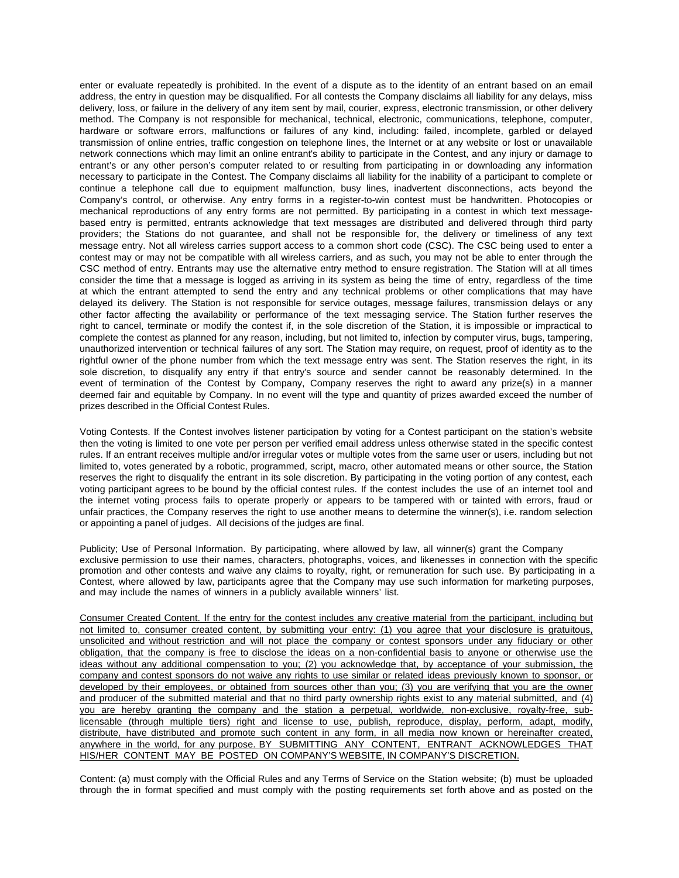enter or evaluate repeatedly is prohibited. In the event of a dispute as to the identity of an entrant based on an email address, the entry in question may be disqualified. For all contests the Company disclaims all liability for any delays, miss delivery, loss, or failure in the delivery of any item sent by mail, courier, express, electronic transmission, or other delivery method. The Company is not responsible for mechanical, technical, electronic, communications, telephone, computer, hardware or software errors, malfunctions or failures of any kind, including: failed, incomplete, garbled or delayed transmission of online entries, traffic congestion on telephone lines, the Internet or at any website or lost or unavailable network connections which may limit an online entrant's ability to participate in the Contest, and any injury or damage to entrant's or any other person's computer related to or resulting from participating in or downloading any information necessary to participate in the Contest. The Company disclaims all liability for the inability of a participant to complete or continue a telephone call due to equipment malfunction, busy lines, inadvertent disconnections, acts beyond the Company's control, or otherwise. Any entry forms in a register-to-win contest must be handwritten. Photocopies or mechanical reproductions of any entry forms are not permitted. By participating in a contest in which text message-based entry is permitted, entrants acknowledge that text messages are distributed and delivered through third party providers; the Stations do not guarantee, and shall not be responsible for, the delivery or timeliness of any text message entry. Not all wireless carries support access to a common short code (CSC). The CSC being used to enter a contest may or may not be compatible with all wireless carriers, and as such, you may not be able to enter through the CSC method of entry. Entrants may use the alternative entry method to ensure registration. The Station will at all times consider the time that a message is logged as arriving in its system as being the time of entry, regardless of the time at which the entrant attempted to send the entry and any technical problems or other complications that may have delayed its delivery. The Station is not responsible for service outages, message failures, transmission delays or any other factor affecting the availability or performance of the text messaging service. The Station further reserves the right to cancel, terminate or modify the contest if, in the sole discretion of the Station, it is impossible or impractical to complete the contest as planned for any reason, including, but not limited to, infection by computer virus, bugs, tampering, unauthorized intervention or technical failures of any sort. The Station may require, on request, proof of identity as to the rightful owner of the phone number from which the text message entry was sent. The Station reserves the right, in its sole discretion, to disqualify any entry if that entry's source and sender cannot be reasonably determined. In the event of termination of the Contest by Company, Company reserves the right to award any prize(s) in a manner deemed fair and equitable by Company. In no event will the type and quantity of prizes awarded exceed the number of prizes described in the Official Contest Rules.

Voting Contests. If the Contest involves listener participation by voting for a Contest participant on the station's website then the voting is limited to one vote per person per verified email address unless otherwise stated in the specific contest rules. If an entrant receives multiple and/or irregular votes or multiple votes from the same user or users, including but not limited to, votes generated by a robotic, programmed, script, macro, other automated means or other source, the Station reserves the right to disqualify the entrant in its sole discretion. By participating in the voting portion of any contest, each voting participant agrees to be bound by the official contest rules. If the contest includes the use of an internet tool and the internet voting process fails to operate properly or appears to be tampered with or tainted with errors, fraud or unfair practices, the Company reserves the right to use another means to determine the winner(s), i.e. random selection or appointing a panel of judges. All decisions of the judges are final.

Publicity; Use of Personal Information. By participating, where allowed by law, all winner(s) grant the Company exclusive permission to use their names, characters, photographs, voices, and likenesses in connection with the specific promotion and other contests and waive any claims to royalty, right, or remuneration for such use. By participating in a Contest, where allowed by law, participants agree that the Company may use such information for marketing purposes, and may include the names of winners in a publicly available winners' list.

Consumer Created Content. If the entry for the contest includes any creative material from the participant, including but not limited to, consumer created content, by submitting your entry: (1) you agree that your disclosure is gratuitous, unsolicited and without restriction and will not place the company or contest sponsors under any fiduciary or other obligation, that the company is free to disclose the ideas on a non-confidential basis to anyone or otherwise use the ideas without any additional compensation to you; (2) you acknowledge that, by acceptance of your submission, the company and contest sponsors do not waive any rights to use similar or related ideas previously known to sponsor, or developed by their employees, or obtained from sources other than you; (3) you are verifying that you are the owner and producer of the submitted material and that no third party ownership rights exist to any material submitted, and (4) you are hereby granting the company and the station a perpetual, worldwide, non-exclusive, royalty-free, sub-licensable (through multiple tiers) right and license to use, publish, reproduce, display, perform, adapt, modify, distribute, have distributed and promote such content in any form, in all media now known or hereinafter created, anywhere in the world, for any purpose. BY SUBMITTING ANY CONTENT, ENTRANT ACKNOWLEDGES THAT HIS/HER CONTENT MAY BE POSTED ON COMPANY'S WEBSITE, IN COMPANY'S DISCRETION.

Content: (a) must comply with the Official Rules and any Terms of Service on the Station website; (b) must be uploaded through the in format specified and must comply with the posting requirements set forth above and as posted on the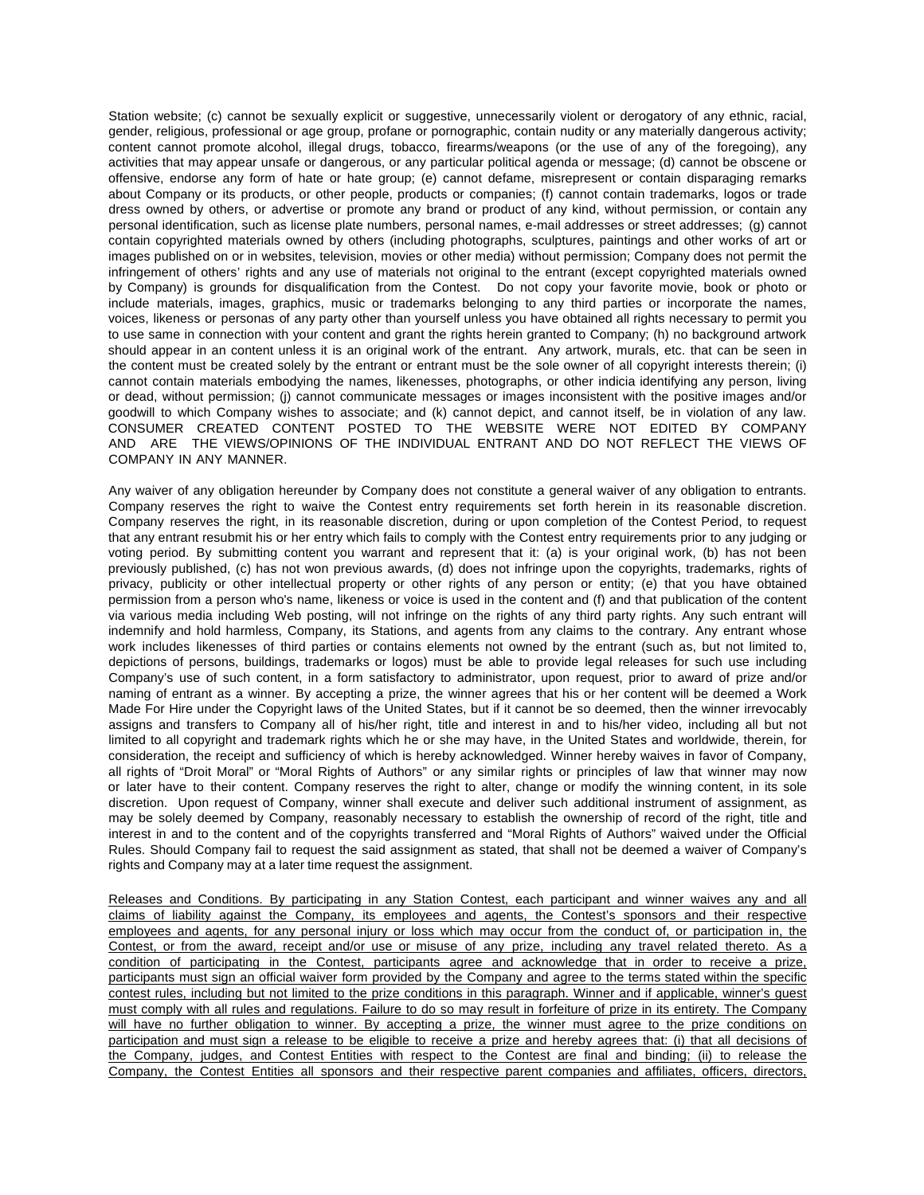Station website; (c) cannot be sexually explicit or suggestive, unnecessarily violent or derogatory of any ethnic, racial, gender, religious, professional or age group, profane or pornographic, contain nudity or any materially dangerous activity; content cannot promote alcohol, illegal drugs, tobacco, firearms/weapons (or the use of any of the foregoing), any activities that may appear unsafe or dangerous, or any particular political agenda or message; (d) cannot be obscene or offensive, endorse any form of hate or hate group; (e) cannot defame, misrepresent or contain disparaging remarks about Company or its products, or other people, products or companies; (f) cannot contain trademarks, logos or trade dress owned by others, or advertise or promote any brand or product of any kind, without permission, or contain any personal identification, such as license plate numbers, personal names, e-mail addresses or street addresses; (g) cannot contain copyrighted materials owned by others (including photographs, sculptures, paintings and other works of art or images published on or in websites, television, movies or other media) without permission; Company does not permit the infringement of others' rights and any use of materials not original to the entrant (except copyrighted materials owned by Company) is grounds for disqualification from the Contest. Do not copy your favorite movie, book or photo or include materials, images, graphics, music or trademarks belonging to any third parties or incorporate the names, voices, likeness or personas of any party other than yourself unless you have obtained all rights necessary to permit you to use same in connection with your content and grant the rights herein granted to Company; (h) no background artwork should appear in an content unless it is an original work of the entrant. Any artwork, murals, etc. that can be seen in the content must be created solely by the entrant or entrant must be the sole owner of all copyright interests therein; (i) cannot contain materials embodying the names, likenesses, photographs, or other indicia identifying any person, living or dead, without permission; (j) cannot communicate messages or images inconsistent with the positive images and/or goodwill to which Company wishes to associate; and (k) cannot depict, and cannot itself, be in violation of any law. CONSUMER CREATED CONTENT POSTED TO THE WEBSITE WERE NOT EDITED BY COMPANY AND ARE THE VIEWS/OPINIONS OF THE INDIVIDUAL ENTRANT AND DO NOT REFLECT THE VIEWS OF COMPANY IN ANY MANNER.

Any waiver of any obligation hereunder by Company does not constitute a general waiver of any obligation to entrants. Company reserves the right to waive the Contest entry requirements set forth herein in its reasonable discretion. Company reserves the right, in its reasonable discretion, during or upon completion of the Contest Period, to request that any entrant resubmit his or her entry which fails to comply with the Contest entry requirements prior to any judging or voting period. By submitting content you warrant and represent that it: (a) is your original work, (b) has not been previously published, (c) has not won previous awards, (d) does not infringe upon the copyrights, trademarks, rights of privacy, publicity or other intellectual property or other rights of any person or entity; (e) that you have obtained permission from a person who's name, likeness or voice is used in the content and (f) and that publication of the content via various media including Web posting, will not infringe on the rights of any third party rights. Any such entrant will indemnify and hold harmless, Company, its Stations, and agents from any claims to the contrary. Any entrant whose work includes likenesses of third parties or contains elements not owned by the entrant (such as, but not limited to, depictions of persons, buildings, trademarks or logos) must be able to provide legal releases for such use including Company's use of such content, in a form satisfactory to administrator, upon request, prior to award of prize and/or naming of entrant as a winner. By accepting a prize, the winner agrees that his or her content will be deemed a Work Made For Hire under the Copyright laws of the United States, but if it cannot be so deemed, then the winner irrevocably assigns and transfers to Company all of his/her right, title and interest in and to his/her video, including all but not limited to all copyright and trademark rights which he or she may have, in the United States and worldwide, therein, for consideration, the receipt and sufficiency of which is hereby acknowledged. Winner hereby waives in favor of Company, all rights of "Droit Moral" or "Moral Rights of Authors" or any similar rights or principles of law that winner may now or later have to their content. Company reserves the right to alter, change or modify the winning content, in its sole discretion. Upon request of Company, winner shall execute and deliver such additional instrument of assignment, as may be solely deemed by Company, reasonably necessary to establish the ownership of record of the right, title and interest in and to the content and of the copyrights transferred and "Moral Rights of Authors" waived under the Official Rules. Should Company fail to request the said assignment as stated, that shall not be deemed a waiver of Company's rights and Company may at a later time request the assignment.

<u>Releases and Conditions. By participating in any Station Contest, each participant and winner waives any and all claims of liability against the Company, its employees and agents, the Contest's sponsors and their respective employees and agents, for any personal injury or loss which may occur from the conduct of, or participation in, the Contest, or from the award, receipt and/or use or misuse of any prize, including any travel related thereto. As a condition of participating in the Contest, participants agree and acknowledge that in order to receive a prize, participants must sign an official waiver form provided by the Company and agree to the terms stated within the specific contest rules, including but not limited to the prize conditions in this paragraph. Winner and if applicable, winner's guest must comply with all rules and regulations. Failure to do so may result in forfeiture of prize in its entirety. The Company will have no further obligation to winner. By accepting a prize, the winner must agree to the prize conditions on participation and must sign a release to be eligible to receive a prize and hereby agrees that: (i) that all decisions of the Company, judges, and Contest Entities with respect to the Contest are final and binding; (ii) to release the Company, the Contest Entities all sponsors and their respective parent companies and affiliates, officers, directors,</u>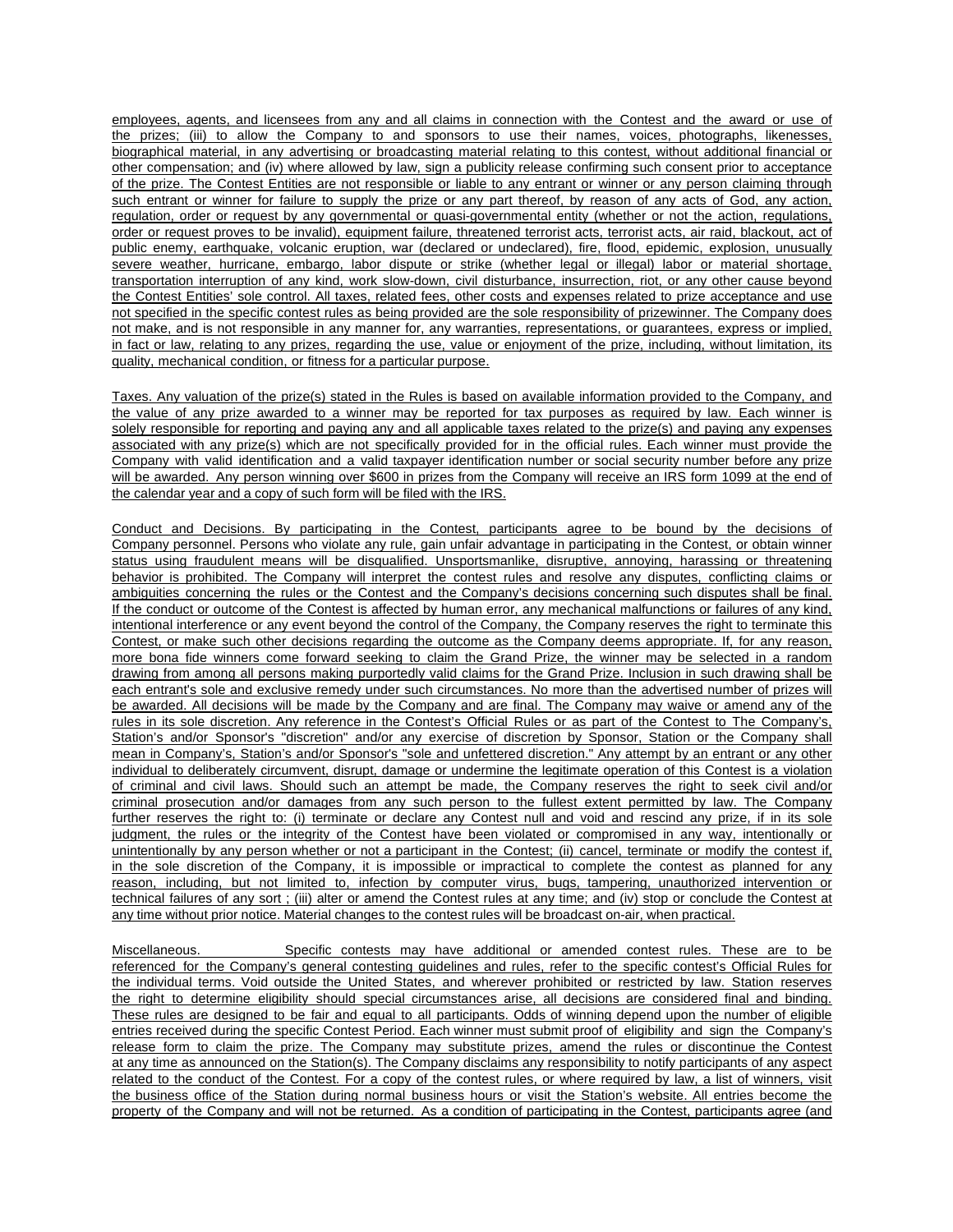employees, agents, and licensees from any and all claims in connection with the Contest and the award or use of the prizes; (iii) to allow the Company to and sponsors to use their names, voices, photographs, likenesses, biographical material, in any advertising or broadcasting material relating to this contest, without additional financial or other compensation; and (iv) where allowed by law, sign a publicity release confirming such consent prior to acceptance of the prize. The Contest Entities are not responsible or liable to any entrant or winner or any person claiming through such entrant or winner for failure to supply the prize or any part thereof, by reason of any acts of God, any action, regulation, order or request by any governmental or quasi-governmental entity (whether or not the action, regulations, order or request proves to be invalid), equipment failure, threatened terrorist acts, terrorist acts, air raid, blackout, act of public enemy, earthquake, volcanic eruption, war (declared or undeclared), fire, flood, epidemic, explosion, unusually severe weather, hurricane, embargo, labor dispute or strike (whether legal or illegal) labor or material shortage, transportation interruption of any kind, work slow-down, civil disturbance, insurrection, riot, or any other cause beyond the Contest Entities' sole control. All taxes, related fees, other costs and expenses related to prize acceptance and use not specified in the specific contest rules as being provided are the sole responsibility of prizewinner. The Company does not make, and is not responsible in any manner for, any warranties, representations, or guarantees, express or implied, in fact or law, relating to any prizes, regarding the use, value or enjoyment of the prize, including, without limitation, its quality, mechanical condition, or fitness for a particular purpose.

Taxes. Any valuation of the prize(s) stated in the Rules is based on available information provided to the Company, and the value of any prize awarded to a winner may be reported for tax purposes as required by law. Each winner is solely responsible for reporting and paying any and all applicable taxes related to the prize(s) and paying any expenses associated with any prize(s) which are not specifically provided for in the official rules. Each winner must provide the Company with valid identification and a valid taxpayer identification number or social security number before any prize will be awarded. Any person winning over $600 in prizes from the Company will receive an IRS form 1099 at the end of the calendar year and a copy of such form will be filed with the IRS.

Conduct and Decisions. By participating in the Contest, participants agree to be bound by the decisions of Company personnel. Persons who violate any rule, gain unfair advantage in participating in the Contest, or obtain winner status using fraudulent means will be disqualified. Unsportsmanlike, disruptive, annoying, harassing or threatening behavior is prohibited. The Company will interpret the contest rules and resolve any disputes, conflicting claims or ambiguities concerning the rules or the Contest and the Company's decisions concerning such disputes shall be final. If the conduct or outcome of the Contest is affected by human error, any mechanical malfunctions or failures of any kind, intentional interference or any event beyond the control of the Company, the Company reserves the right to terminate this Contest, or make such other decisions regarding the outcome as the Company deems appropriate. If, for any reason, more bona fide winners come forward seeking to claim the Grand Prize, the winner may be selected in a random drawing from among all persons making purportedly valid claims for the Grand Prize. Inclusion in such drawing shall be each entrant's sole and exclusive remedy under such circumstances. No more than the advertised number of prizes will be awarded. All decisions will be made by the Company and are final. The Company may waive or amend any of the rules in its sole discretion. Any reference in the Contest's Official Rules or as part of the Contest to The Company's, Station's and/or Sponsor's "discretion" and/or any exercise of discretion by Sponsor, Station or the Company shall mean in Company's, Station's and/or Sponsor's "sole and unfettered discretion." Any attempt by an entrant or any other individual to deliberately circumvent, disrupt, damage or undermine the legitimate operation of this Contest is a violation of criminal and civil laws. Should such an attempt be made, the Company reserves the right to seek civil and/or criminal prosecution and/or damages from any such person to the fullest extent permitted by law. The Company further reserves the right to: (i) terminate or declare any Contest null and void and rescind any prize, if in its sole judgment, the rules or the integrity of the Contest have been violated or compromised in any way, intentionally or unintentionally by any person whether or not a participant in the Contest; (ii) cancel, terminate or modify the contest if, in the sole discretion of the Company, it is impossible or impractical to complete the contest as planned for any reason, including, but not limited to, infection by computer virus, bugs, tampering, unauthorized intervention or technical failures of any sort ; (iii) alter or amend the Contest rules at any time; and (iv) stop or conclude the Contest at any time without prior notice. Material changes to the contest rules will be broadcast on-air, when practical.

Miscellaneous. Specific contests may have additional or amended contest rules. These are to be referenced for the Company's general contesting guidelines and rules, refer to the specific contest's Official Rules for the individual terms. Void outside the United States, and wherever prohibited or restricted by law. Station reserves the right to determine eligibility should special circumstances arise, all decisions are considered final and binding. These rules are designed to be fair and equal to all participants. Odds of winning depend upon the number of eligible entries received during the specific Contest Period. Each winner must submit proof of eligibility and sign the Company's release form to claim the prize. The Company may substitute prizes, amend the rules or discontinue the Contest at any time as announced on the Station(s). The Company disclaims any responsibility to notify participants of any aspect related to the conduct of the Contest. For a copy of the contest rules, or where required by law, a list of winners, visit the business office of the Station during normal business hours or visit the Station's website. All entries become the property of the Company and will not be returned. As a condition of participating in the Contest, participants agree (and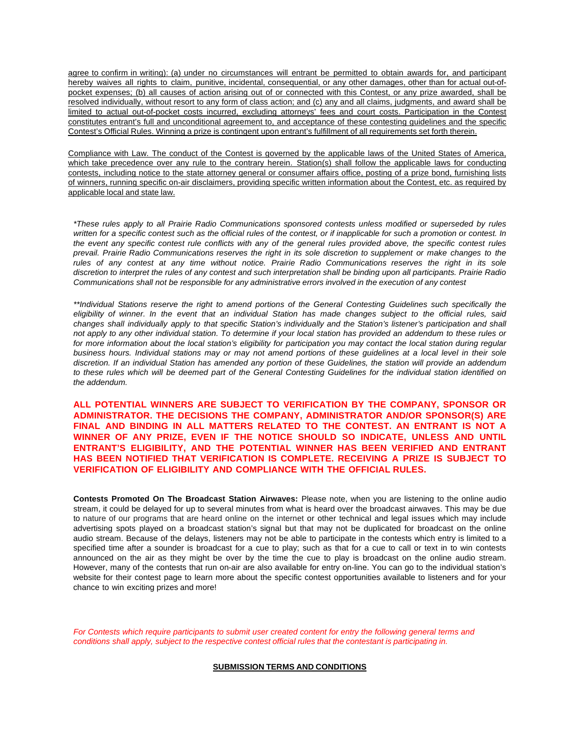agree to confirm in writing): (a) under no circumstances will entrant be permitted to obtain awards for, and participant hereby waives all rights to claim, punitive, incidental, consequential, or any other damages, other than for actual out-of-pocket expenses; (b) all causes of action arising out of or connected with this Contest, or any prize awarded, shall be resolved individually, without resort to any form of class action; and (c) any and all claims, judgments, and award shall be limited to actual out-of-pocket costs incurred, excluding attorneys' fees and court costs. Participation in the Contest constitutes entrant's full and unconditional agreement to, and acceptance of these contesting guidelines and the specific Contest's Official Rules. Winning a prize is contingent upon entrant's fulfillment of all requirements set forth therein.

Compliance with Law. The conduct of the Contest is governed by the applicable laws of the United States of America, which take precedence over any rule to the contrary herein. Station(s) shall follow the applicable laws for conducting contests, including notice to the state attorney general or consumer affairs office, posting of a prize bond, furnishing lists of winners, running specific on-air disclaimers, providing specific written information about the Contest, etc. as required by applicable local and state law.

*\*These rules apply to all Prairie Radio Communications sponsored contests unless modified or superseded by rules written for a specific contest such as the official rules of the contest, or if inapplicable for such a promotion or contest. In the event any specific contest rule conflicts with any of the general rules provided above, the specific contest rules prevail. Prairie Radio Communications reserves the right in its sole discretion to supplement or make changes to the rules of any contest at any time without notice. Prairie Radio Communications reserves the right in its sole discretion to interpret the rules of any contest and such interpretation shall be binding upon all participants. Prairie Radio Communications shall not be responsible for any administrative errors involved in the execution of any contest*

*\*\*Individual Stations reserve the right to amend portions of the General Contesting Guidelines such specifically the eligibility of winner. In the event that an individual Station has made changes subject to the official rules, said changes shall individually apply to that specific Station's individually and the Station's listener's participation and shall not apply to any other individual station. To determine if your local station has provided an addendum to these rules or for more information about the local station's eligibility for participation you may contact the local station during regular business hours. Individual stations may or may not amend portions of these guidelines at a local level in their sole discretion. If an individual Station has amended any portion of these Guidelines, the station will provide an addendum to these rules which will be deemed part of the General Contesting Guidelines for the individual station identified on the addendum.*

**ALL POTENTIAL WINNERS ARE SUBJECT TO VERIFICATION BY THE COMPANY, SPONSOR OR ADMINISTRATOR. THE DECISIONS THE COMPANY, ADMINISTRATOR AND/OR SPONSOR(S) ARE FINAL AND BINDING IN ALL MATTERS RELATED TO THE CONTEST. AN ENTRANT IS NOT A WINNER OF ANY PRIZE, EVEN IF THE NOTICE SHOULD SO INDICATE, UNLESS AND UNTIL ENTRANT'S ELIGIBILITY, AND THE POTENTIAL WINNER HAS BEEN VERIFIED AND ENTRANT HAS BEEN NOTIFIED THAT VERIFICATION IS COMPLETE. RECEIVING A PRIZE IS SUBJECT TO VERIFICATION OF ELIGIBILITY AND COMPLIANCE WITH THE OFFICIAL RULES.**

**Contests Promoted On The Broadcast Station Airwaves:** Please note, when you are listening to the online audio stream, it could be delayed for up to several minutes from what is heard over the broadcast airwaves. This may be due to nature of our programs that are heard online on the internet or other technical and legal issues which may include advertising spots played on a broadcast station's signal but that may not be duplicated for broadcast on the online audio stream. Because of the delays, listeners may not be able to participate in the contests which entry is limited to a specified time after a sounder is broadcast for a cue to play; such as that for a cue to call or text in to win contests announced on the air as they might be over by the time the cue to play is broadcast on the online audio stream. However, many of the contests that run on-air are also available for entry on-line. You can go to the individual station's website for their contest page to learn more about the specific contest opportunities available to listeners and for your chance to win exciting prizes and more!

*For Contests which require participants to submit user created content for entry the following general terms and conditions shall apply, subject to the respective contest official rules that the contestant is participating in.*

**SUBMISSION TERMS AND CONDITIONS**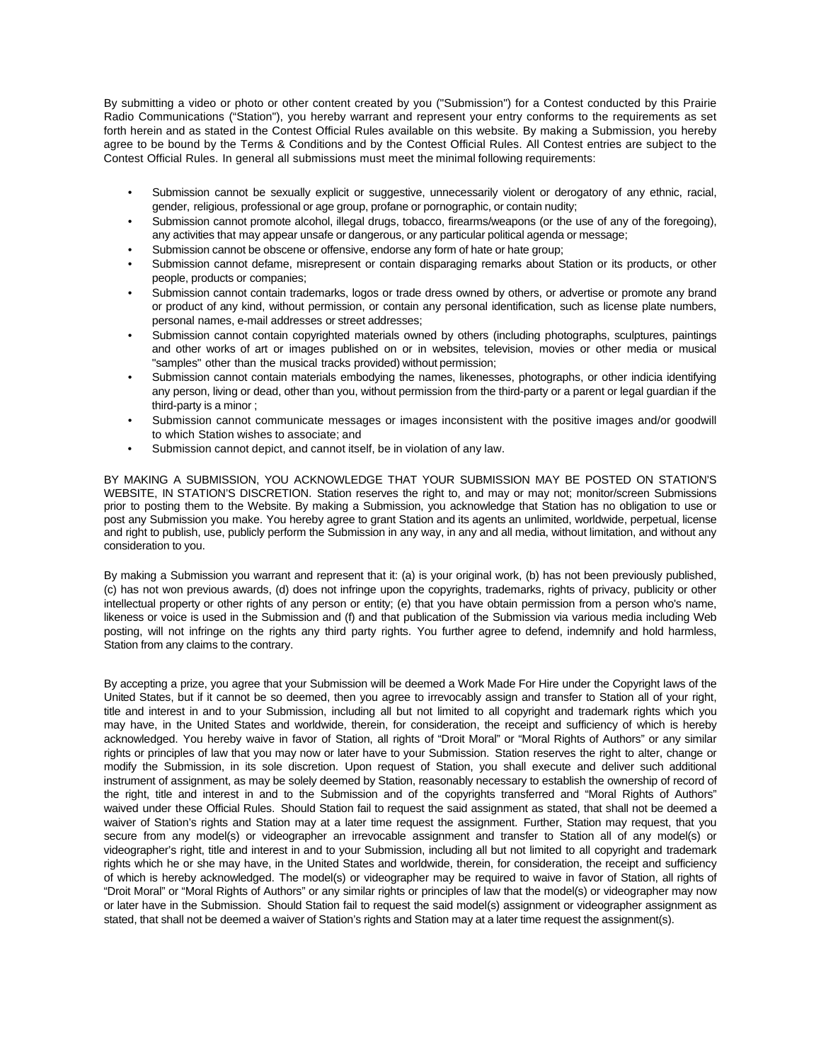By submitting a video or photo or other content created by you ("Submission") for a Contest conducted by this Prairie Radio Communications ("Station"), you hereby warrant and represent your entry conforms to the requirements as set forth herein and as stated in the Contest Official Rules available on this website. By making a Submission, you hereby agree to be bound by the Terms & Conditions and by the Contest Official Rules. All Contest entries are subject to the Contest Official Rules. In general all submissions must meet the minimal following requirements:

- Submission cannot be sexually explicit or suggestive, unnecessarily violent or derogatory of any ethnic, racial, gender, religious, professional or age group, profane or pornographic, or contain nudity;
- Submission cannot promote alcohol, illegal drugs, tobacco, firearms/weapons (or the use of any of the foregoing), any activities that may appear unsafe or dangerous, or any particular political agenda or message;
- Submission cannot be obscene or offensive, endorse any form of hate or hate group;
- Submission cannot defame, misrepresent or contain disparaging remarks about Station or its products, or other people, products or companies;
- Submission cannot contain trademarks, logos or trade dress owned by others, or advertise or promote any brand or product of any kind, without permission, or contain any personal identification, such as license plate numbers, personal names, e-mail addresses or street addresses;
- Submission cannot contain copyrighted materials owned by others (including photographs, sculptures, paintings and other works of art or images published on or in websites, television, movies or other media or musical "samples" other than the musical tracks provided) without permission;
- Submission cannot contain materials embodying the names, likenesses, photographs, or other indicia identifying any person, living or dead, other than you, without permission from the third-party or a parent or legal guardian if the third-party is a minor ;
- Submission cannot communicate messages or images inconsistent with the positive images and/or goodwill to which Station wishes to associate; and
- Submission cannot depict, and cannot itself, be in violation of any law.

BY MAKING A SUBMISSION, YOU ACKNOWLEDGE THAT YOUR SUBMISSION MAY BE POSTED ON STATION'S WEBSITE, IN STATION'S DISCRETION. Station reserves the right to, and may or may not; monitor/screen Submissions prior to posting them to the Website. By making a Submission, you acknowledge that Station has no obligation to use or post any Submission you make. You hereby agree to grant Station and its agents an unlimited, worldwide, perpetual, license and right to publish, use, publicly perform the Submission in any way, in any and all media, without limitation, and without any consideration to you.

By making a Submission you warrant and represent that it: (a) is your original work, (b) has not been previously published, (c) has not won previous awards, (d) does not infringe upon the copyrights, trademarks, rights of privacy, publicity or other intellectual property or other rights of any person or entity; (e) that you have obtain permission from a person who's name, likeness or voice is used in the Submission and (f) and that publication of the Submission via various media including Web posting, will not infringe on the rights any third party rights. You further agree to defend, indemnify and hold harmless, Station from any claims to the contrary.

By accepting a prize, you agree that your Submission will be deemed a Work Made For Hire under the Copyright laws of the United States, but if it cannot be so deemed, then you agree to irrevocably assign and transfer to Station all of your right, title and interest in and to your Submission, including all but not limited to all copyright and trademark rights which you may have, in the United States and worldwide, therein, for consideration, the receipt and sufficiency of which is hereby acknowledged. You hereby waive in favor of Station, all rights of "Droit Moral" or "Moral Rights of Authors" or any similar rights or principles of law that you may now or later have to your Submission. Station reserves the right to alter, change or modify the Submission, in its sole discretion. Upon request of Station, you shall execute and deliver such additional instrument of assignment, as may be solely deemed by Station, reasonably necessary to establish the ownership of record of the right, title and interest in and to the Submission and of the copyrights transferred and "Moral Rights of Authors" waived under these Official Rules. Should Station fail to request the said assignment as stated, that shall not be deemed a waiver of Station's rights and Station may at a later time request the assignment. Further, Station may request, that you secure from any model(s) or videographer an irrevocable assignment and transfer to Station all of any model(s) or videographer's right, title and interest in and to your Submission, including all but not limited to all copyright and trademark rights which he or she may have, in the United States and worldwide, therein, for consideration, the receipt and sufficiency of which is hereby acknowledged. The model(s) or videographer may be required to waive in favor of Station, all rights of "Droit Moral" or "Moral Rights of Authors" or any similar rights or principles of law that the model(s) or videographer may now or later have in the Submission. Should Station fail to request the said model(s) assignment or videographer assignment as stated, that shall not be deemed a waiver of Station's rights and Station may at a later time request the assignment(s).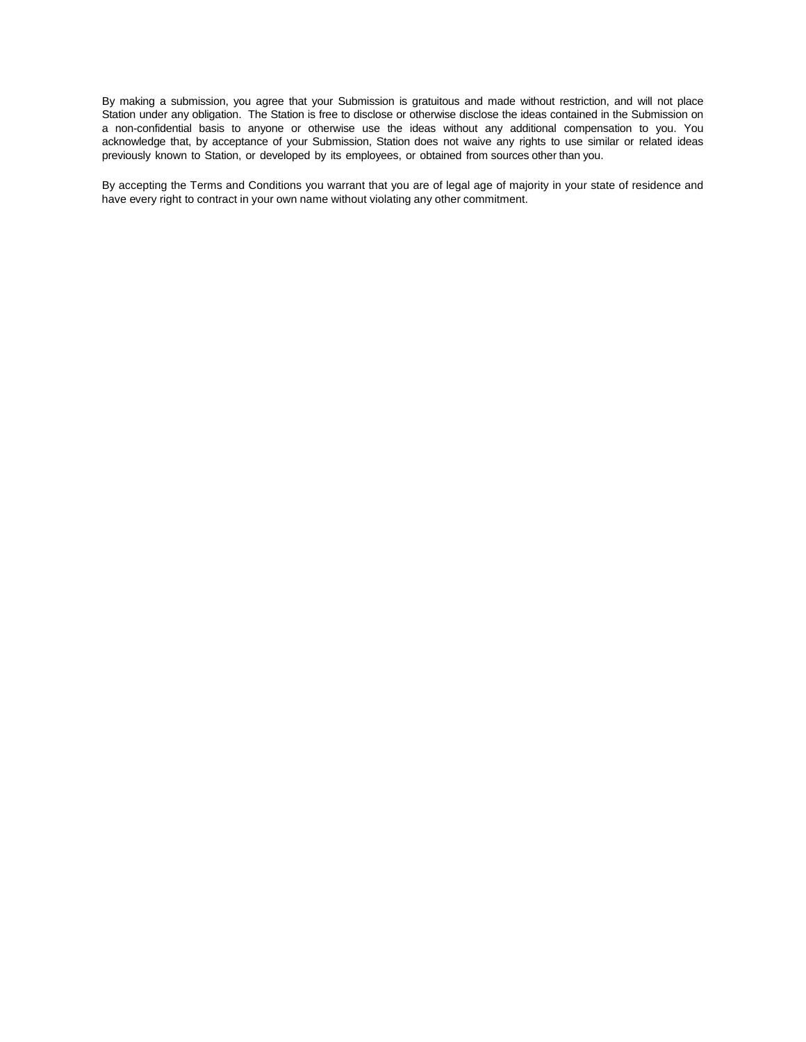By making a submission, you agree that your Submission is gratuitous and made without restriction, and will not place Station under any obligation. The Station is free to disclose or otherwise disclose the ideas contained in the Submission on a non-confidential basis to anyone or otherwise use the ideas without any additional compensation to you. You acknowledge that, by acceptance of your Submission, Station does not waive any rights to use similar or related ideas previously known to Station, or developed by its employees, or obtained from sources other than you.

By accepting the Terms and Conditions you warrant that you are of legal age of majority in your state of residence and have every right to contract in your own name without violating any other commitment.